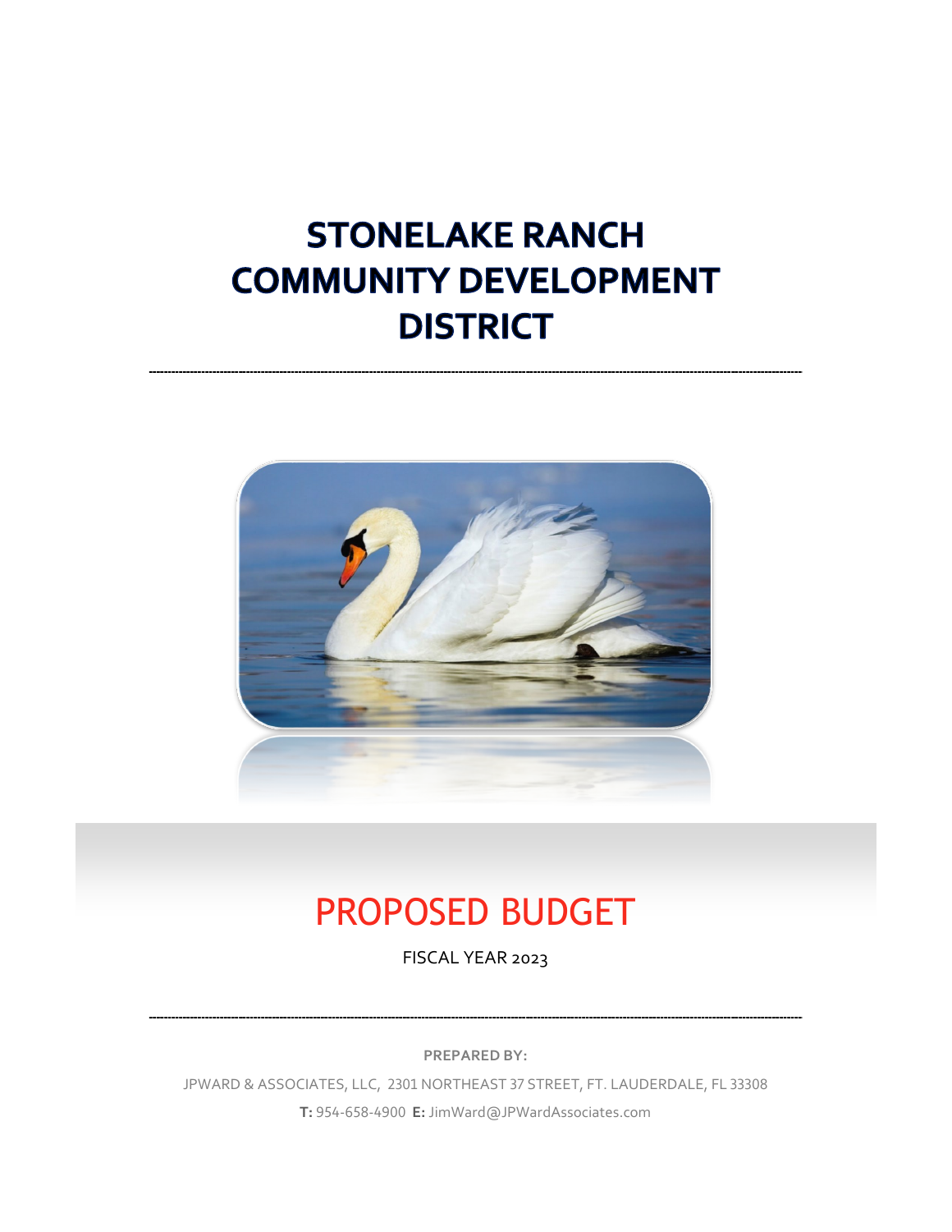# STONELAKE RANCH COMMUNITY DEVELOPMENT DISTRICT

---

## PROPOSED BUDGET

FISCAL YEAR 2023

---

**PREPARED BY:**

JPWARD & ASSOCIATES, LLC, 2301 NORTHEAST 37 STREET, FT. LAUDERDALE, FL 33308

**T:** 954-658-4900 **E:** JimWard@JPWardAssociates.com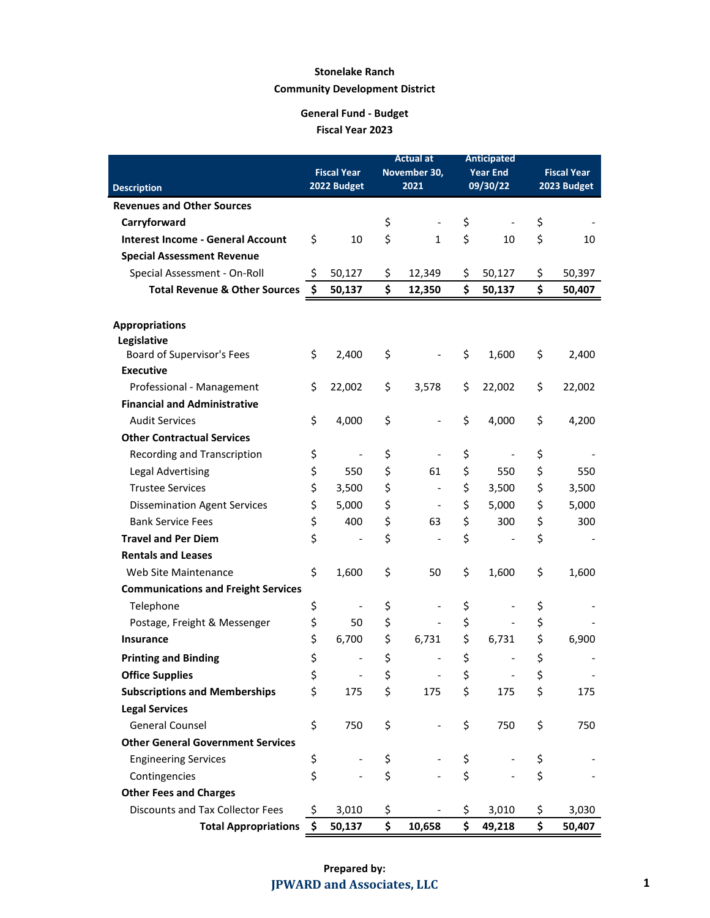**Stonelake Ranch**

**Community Development District**

**General Fund - Budget**

**Fiscal Year 2023**

| Description | Fiscal Year 2022 Budget | Actual at November 30, 2021 | Anticipated Year End 09/30/22 | Fiscal Year 2023 Budget |
|---|---|---|---|---|
| **Revenues and Other Sources** | | | | |
| **Carryforward** | | $ - | $ - | $ - |
| **Interest Income - General Account** | $ 10 | $ 1 | $ 10 | $ 10 |
| **Special Assessment Revenue** | | | | |
| Special Assessment - On-Roll | $ 50,127 | $ 12,349 | $ 50,127 | $ 50,397 |
| **Total Revenue & Other Sources** | **$ 50,137** | **$ 12,350** | **$ 50,137** | **$ 50,407** |
| | | | | |
| **Appropriations** | | | | |
| **Legislative** | | | | |
| Board of Supervisor's Fees | $ 2,400 | $ - | $ 1,600 | $ 2,400 |
| **Executive** | | | | |
| Professional - Management | $ 22,002 | $ 3,578 | $ 22,002 | $ 22,002 |
| **Financial and Administrative** | | | | |
| Audit Services | $ 4,000 | $ - | $ 4,000 | $ 4,200 |
| **Other Contractual Services** | | | | |
| Recording and Transcription | $ - | $ - | $ - | $ - |
| Legal Advertising | $ 550 | $ 61 | $ 550 | $ 550 |
| Trustee Services | $ 3,500 | $ - | $ 3,500 | $ 3,500 |
| Dissemination Agent Services | $ 5,000 | $ - | $ 5,000 | $ 5,000 |
| Bank Service Fees | $ 400 | $ 63 | $ 300 | $ 300 |
| **Travel and Per Diem** | $ - | $ - | $ - | $ - |
| **Rentals and Leases** | | | | |
| Web Site Maintenance | $ 1,600 | $ 50 | $ 1,600 | $ 1,600 |
| **Communications and Freight Services** | | | | |
| Telephone | $ - | $ - | $ - | $ - |
| Postage, Freight & Messenger | $ 50 | $ - | $ - | $ - |
| **Insurance** | $ 6,700 | $ 6,731 | $ 6,731 | $ 6,900 |
| **Printing and Binding** | $ - | $ - | $ - | $ - |
| **Office Supplies** | $ - | $ - | $ - | $ - |
| **Subscriptions and Memberships** | $ 175 | $ 175 | $ 175 | $ 175 |
| **Legal Services** | | | | |
| General Counsel | $ 750 | $ - | $ 750 | $ 750 |
| **Other General Government Services** | | | | |
| Engineering Services | $ - | $ - | $ - | $ - |
| Contingencies | $ - | $ - | $ - | $ - |
| **Other Fees and Charges** | | | | |
| Discounts and Tax Collector Fees | $ 3,010 | $ - | $ 3,010 | $ 3,030 |
| **Total Appropriations** | **$ 50,137** | **$ 10,658** | **$ 49,218** | **$ 50,407** |

**Prepared by:**

**JPWARD and Associates, LLC**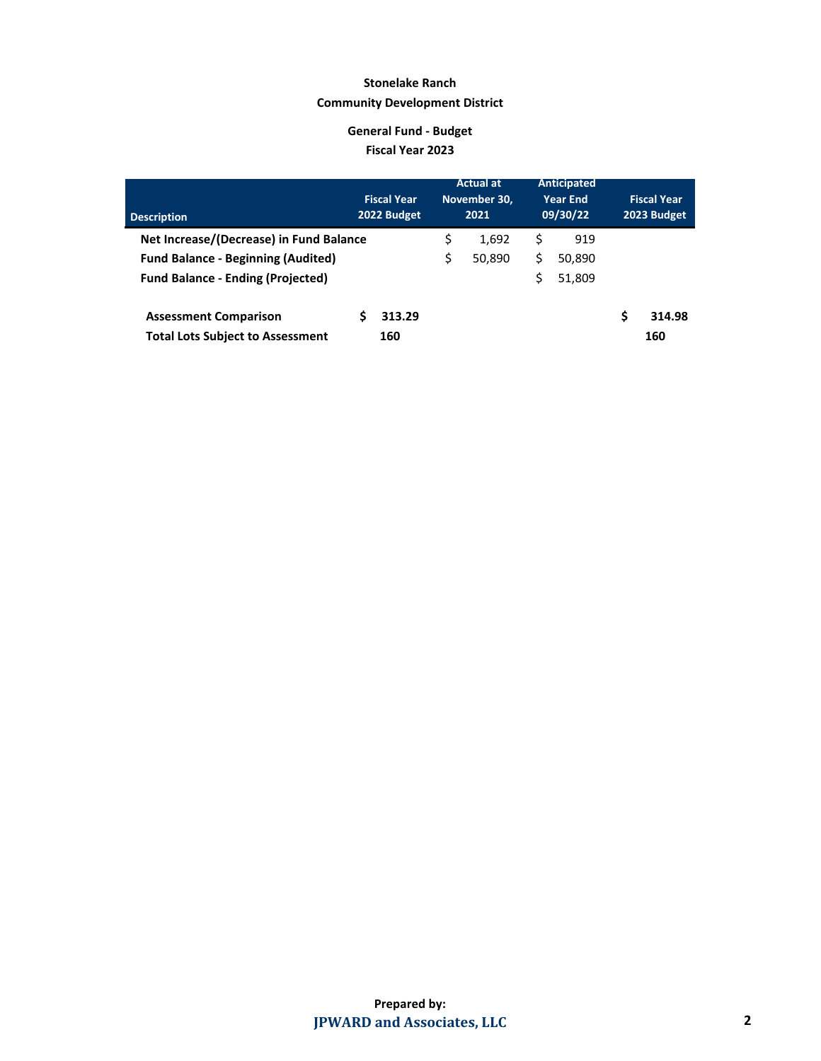**Stonelake Ranch**

**Community Development District**

**General Fund - Budget**

**Fiscal Year 2023**

| Description | Fiscal Year 2022 Budget | Actual at November 30, 2021 | Anticipated Year End 09/30/22 | Fiscal Year 2023 Budget |
|---|---|---|---|---|
| **Net Increase/(Decrease) in Fund Balance** | | $ 1,692 | $ 919 | |
| **Fund Balance - Beginning (Audited)** | | $ 50,890 | $ 50,890 | |
| **Fund Balance - Ending (Projected)** | | | $ 51,809 | |
| | | | | |
| **Assessment Comparison** | **$ 313.29** | | | **$ 314.98** |
| **Total Lots Subject to Assessment** | **160** | | | **160** |

**Prepared by:**

**JPWARD and Associates, LLC**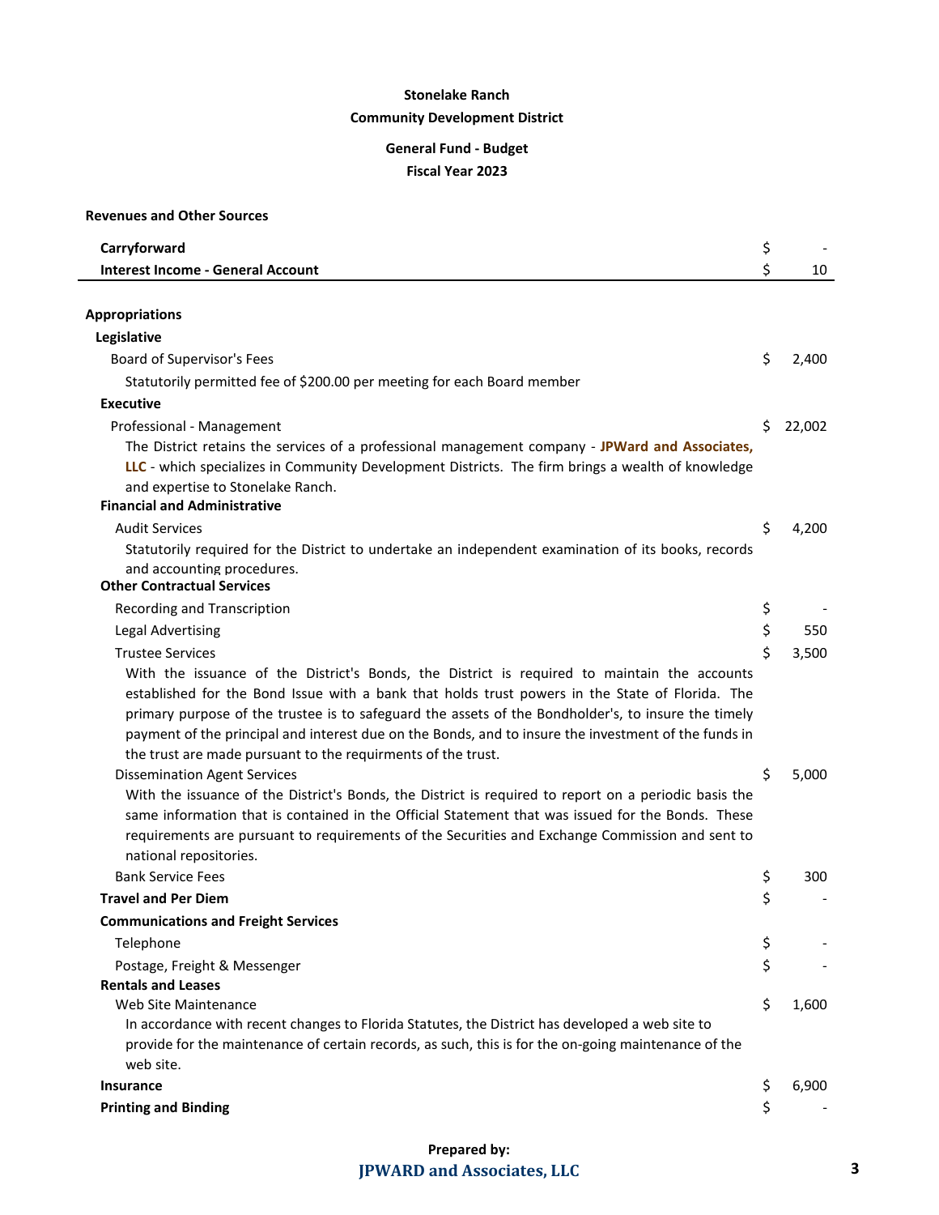**Stonelake Ranch**

**Community Development District**

**General Fund - Budget**

**Fiscal Year 2023**

**Revenues and Other Sources**

| | | |
|---|---|---|
| **Carryforward** | $ | - |
| **Interest Income - General Account** | $ | 10 |

**Appropriations**

**Legislative**

| | | |
|---|---|---|
| Board of Supervisor's Fees | $ | 2,400 |

Statutorily permitted fee of $200.00 per meeting for each Board member

**Executive**

| | | |
|---|---|---|
| Professional - Management | $ | 22,002 |

The District retains the services of a professional management company - **JPWard and Associates, LLC** - which specializes in Community Development Districts. The firm brings a wealth of knowledge and expertise to Stonelake Ranch.

**Financial and Administrative**

| | | |
|---|---|---|
| Audit Services | $ | 4,200 |

Statutorily required for the District to undertake an independent examination of its books, records and accounting procedures.

**Other Contractual Services**

| | | |
|---|---|---|
| Recording and Transcription | $ | - |
| Legal Advertising | $ | 550 |
| Trustee Services | $ | 3,500 |

With the issuance of the District's Bonds, the District is required to maintain the accounts established for the Bond Issue with a bank that holds trust powers in the State of Florida. The primary purpose of the trustee is to safeguard the assets of the Bondholder's, to insure the timely payment of the principal and interest due on the Bonds, and to insure the investment of the funds in the trust are made pursuant to the requirments of the trust.

| | | |
|---|---|---|
| Dissemination Agent Services | $ | 5,000 |

With the issuance of the District's Bonds, the District is required to report on a periodic basis the same information that is contained in the Official Statement that was issued for the Bonds. These requirements are pursuant to requirements of the Securities and Exchange Commission and sent to national repositories.

| | | |
|---|---|---|
| Bank Service Fees | $ | 300 |
| **Travel and Per Diem** | $ | - |

**Communications and Freight Services**

| | | |
|---|---|---|
| Telephone | $ | - |
| Postage, Freight & Messenger | $ | - |

**Rentals and Leases**

| | | |
|---|---|---|
| Web Site Maintenance | $ | 1,600 |

In accordance with recent changes to Florida Statutes, the District has developed a web site to provide for the maintenance of certain records, as such, this is for the on-going maintenance of the web site.

| | | |
|---|---|---|
| **Insurance** | $ | 6,900 |
| **Printing and Binding** | $ | - |

**Prepared by:**

**JPWARD and Associates, LLC**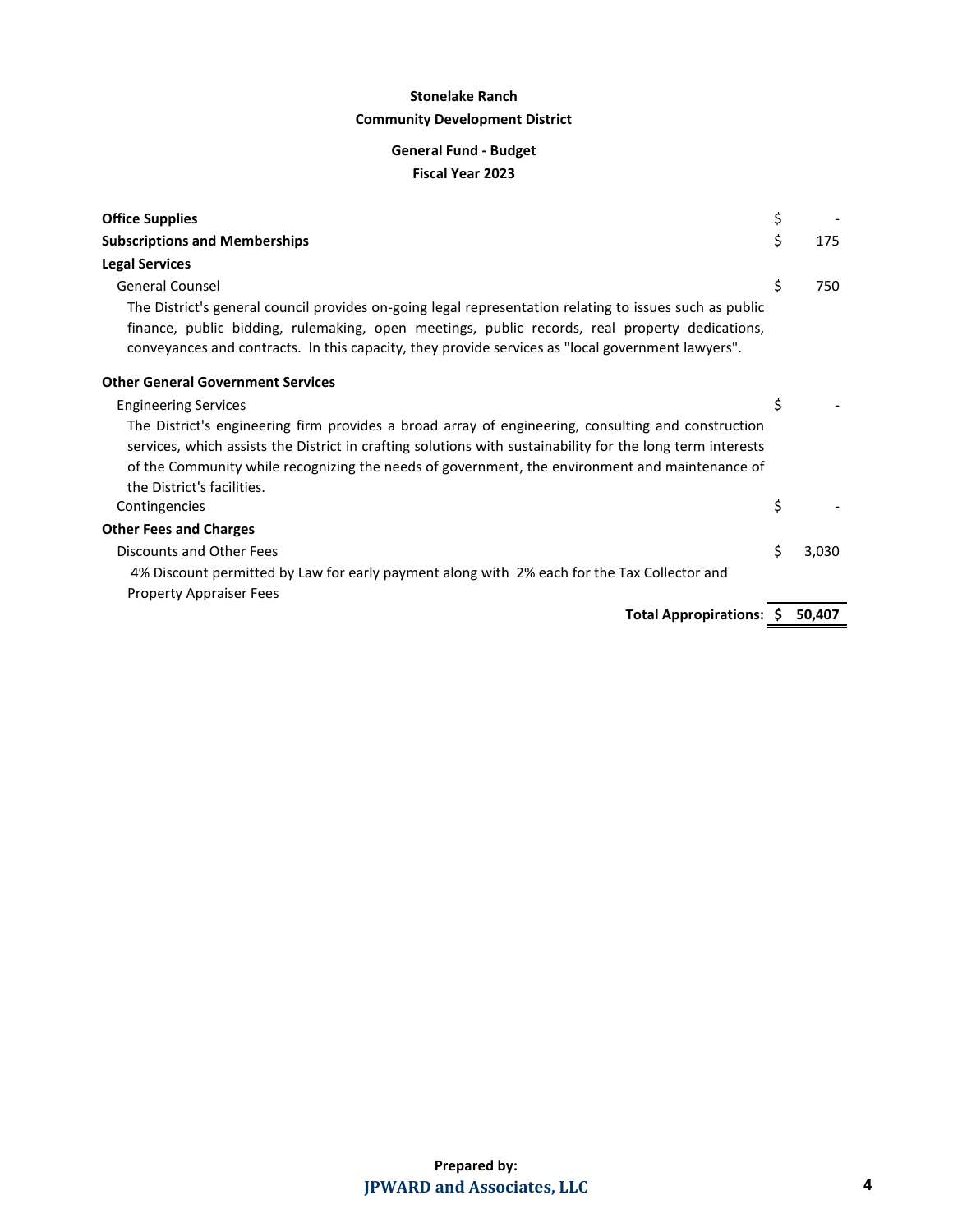**Stonelake Ranch**

**Community Development District**

**General Fund - Budget**

**Fiscal Year 2023**

| | |
|---|---|
| **Office Supplies** | $ - |
| **Subscriptions and Memberships** | $ 175 |
| **Legal Services** | |
| General Counsel | $ 750 |

The District's general council provides on-going legal representation relating to issues such as public finance, public bidding, rulemaking, open meetings, public records, real property dedications, conveyances and contracts. In this capacity, they provide services as "local government lawyers".

| | |
|---|---|
| **Other General Government Services** | |
| Engineering Services | $ - |

The District's engineering firm provides a broad array of engineering, consulting and construction services, which assists the District in crafting solutions with sustainability for the long term interests of the Community while recognizing the needs of government, the environment and maintenance of the District's facilities.

| | |
|---|---|
| Contingencies | $ - |
| **Other Fees and Charges** | |
| Discounts and Other Fees | $ 3,030 |

4% Discount permitted by Law for early payment along with 2% each for the Tax Collector and Property Appraiser Fees

| | |
|---|---|
| **Total Appropirations:** | **$ 50,407** |

**Prepared by:**

**JPWARD and Associates, LLC**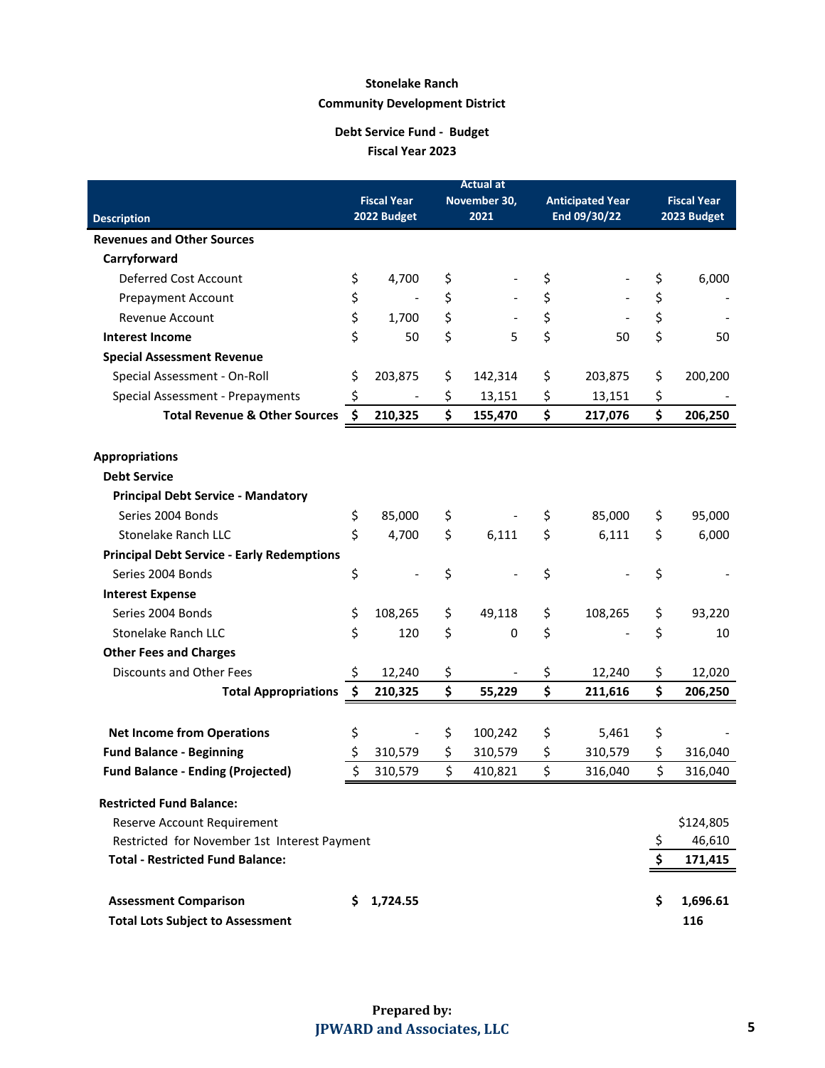# Stonelake Ranch

## Community Development District

### Debt Service Fund - Budget

### Fiscal Year 2023

| Description | Fiscal Year 2022 Budget | Actual at November 30, 2021 | Anticipated Year End 09/30/22 | Fiscal Year 2023 Budget |
|---|---|---|---|---|
| **Revenues and Other Sources** | | | | |
| **Carryforward** | | | | |
| Deferred Cost Account | $ 4,700 | $ - | $ - | $ 6,000 |
| Prepayment Account | $ - | $ - | $ - | $ - |
| Revenue Account | $ 1,700 | $ - | $ - | $ - |
| **Interest Income** | $ 50 | $ 5 | $ 50 | $ 50 |
| **Special Assessment Revenue** | | | | |
| Special Assessment - On-Roll | $ 203,875 | $ 142,314 | $ 203,875 | $ 200,200 |
| Special Assessment - Prepayments | $ - | $ 13,151 | $ 13,151 | $ - |
| **Total Revenue & Other Sources** | **$ 210,325** | **$ 155,470** | **$ 217,076** | **$ 206,250** |
| | | | | |
| **Appropriations** | | | | |
| **Debt Service** | | | | |
| **Principal Debt Service - Mandatory** | | | | |
| Series 2004 Bonds | $ 85,000 | $ - | $ 85,000 | $ 95,000 |
| Stonelake Ranch LLC | $ 4,700 | $ 6,111 | $ 6,111 | $ 6,000 |
| **Principal Debt Service - Early Redemptions** | | | | |
| Series 2004 Bonds | $ - | $ - | $ - | $ - |
| **Interest Expense** | | | | |
| Series 2004 Bonds | $ 108,265 | $ 49,118 | $ 108,265 | $ 93,220 |
| Stonelake Ranch LLC | $ 120 | $ 0 | $ - | $ 10 |
| **Other Fees and Charges** | | | | |
| Discounts and Other Fees | $ 12,240 | $ - | $ 12,240 | $ 12,020 |
| **Total Appropriations** | **$ 210,325** | **$ 55,229** | **$ 211,616** | **$ 206,250** |
| | | | | |
| **Net Income from Operations** | $ - | $ 100,242 | $ 5,461 | $ - |
| **Fund Balance - Beginning** | $ 310,579 | $ 310,579 | $ 310,579 | $ 316,040 |
| **Fund Balance - Ending (Projected)** | $ 310,579 | $ 410,821 | $ 316,040 | $ 316,040 |
| | | | | |
| **Restricted Fund Balance:** | | | | |
| Reserve Account Requirement | | | | $124,805 |
| Restricted for November 1st Interest Payment | | | | $ 46,610 |
| **Total - Restricted Fund Balance:** | | | | **$ 171,415** |
| | | | | |
| **Assessment Comparison** | **$ 1,724.55** | | | **$ 1,696.61** |
| **Total Lots Subject to Assessment** | | | | **116** |

Prepared by:
**JPWARD and Associates, LLC**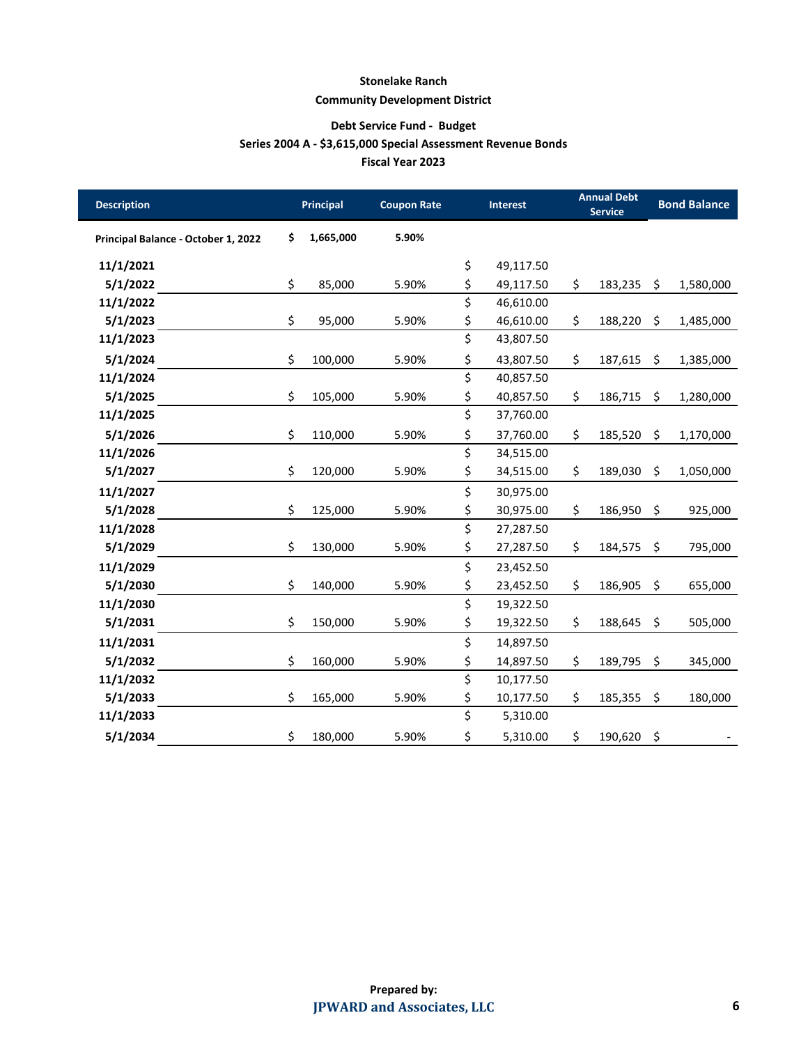**Stonelake Ranch**

**Community Development District**

**Debt Service Fund - Budget**

**Series 2004 A - $3,615,000 Special Assessment Revenue Bonds**

**Fiscal Year 2023**

| Description | Principal | Coupon Rate | Interest | Annual Debt Service | Bond Balance |
|---|---|---|---|---|---|
| **Principal Balance - October 1, 2022** | **$ 1,665,000** | **5.90%** | | | |
| **11/1/2021** | | | $ 49,117.50 | | |
| **5/1/2022** | $ 85,000 | 5.90% | $ 49,117.50 | $ 183,235 | $ 1,580,000 |
| **11/1/2022** | | | $ 46,610.00 | | |
| **5/1/2023** | $ 95,000 | 5.90% | $ 46,610.00 | $ 188,220 | $ 1,485,000 |
| **11/1/2023** | | | $ 43,807.50 | | |
| **5/1/2024** | $ 100,000 | 5.90% | $ 43,807.50 | $ 187,615 | $ 1,385,000 |
| **11/1/2024** | | | $ 40,857.50 | | |
| **5/1/2025** | $ 105,000 | 5.90% | $ 40,857.50 | $ 186,715 | $ 1,280,000 |
| **11/1/2025** | | | $ 37,760.00 | | |
| **5/1/2026** | $ 110,000 | 5.90% | $ 37,760.00 | $ 185,520 | $ 1,170,000 |
| **11/1/2026** | | | $ 34,515.00 | | |
| **5/1/2027** | $ 120,000 | 5.90% | $ 34,515.00 | $ 189,030 | $ 1,050,000 |
| **11/1/2027** | | | $ 30,975.00 | | |
| **5/1/2028** | $ 125,000 | 5.90% | $ 30,975.00 | $ 186,950 | $ 925,000 |
| **11/1/2028** | | | $ 27,287.50 | | |
| **5/1/2029** | $ 130,000 | 5.90% | $ 27,287.50 | $ 184,575 | $ 795,000 |
| **11/1/2029** | | | $ 23,452.50 | | |
| **5/1/2030** | $ 140,000 | 5.90% | $ 23,452.50 | $ 186,905 | $ 655,000 |
| **11/1/2030** | | | $ 19,322.50 | | |
| **5/1/2031** | $ 150,000 | 5.90% | $ 19,322.50 | $ 188,645 | $ 505,000 |
| **11/1/2031** | | | $ 14,897.50 | | |
| **5/1/2032** | $ 160,000 | 5.90% | $ 14,897.50 | $ 189,795 | $ 345,000 |
| **11/1/2032** | | | $ 10,177.50 | | |
| **5/1/2033** | $ 165,000 | 5.90% | $ 10,177.50 | $ 185,355 | $ 180,000 |
| **11/1/2033** | | | $ 5,310.00 | | |
| **5/1/2034** | $ 180,000 | 5.90% | $ 5,310.00 | $ 190,620 | $ - |

**Prepared by:**

**JPWARD and Associates, LLC**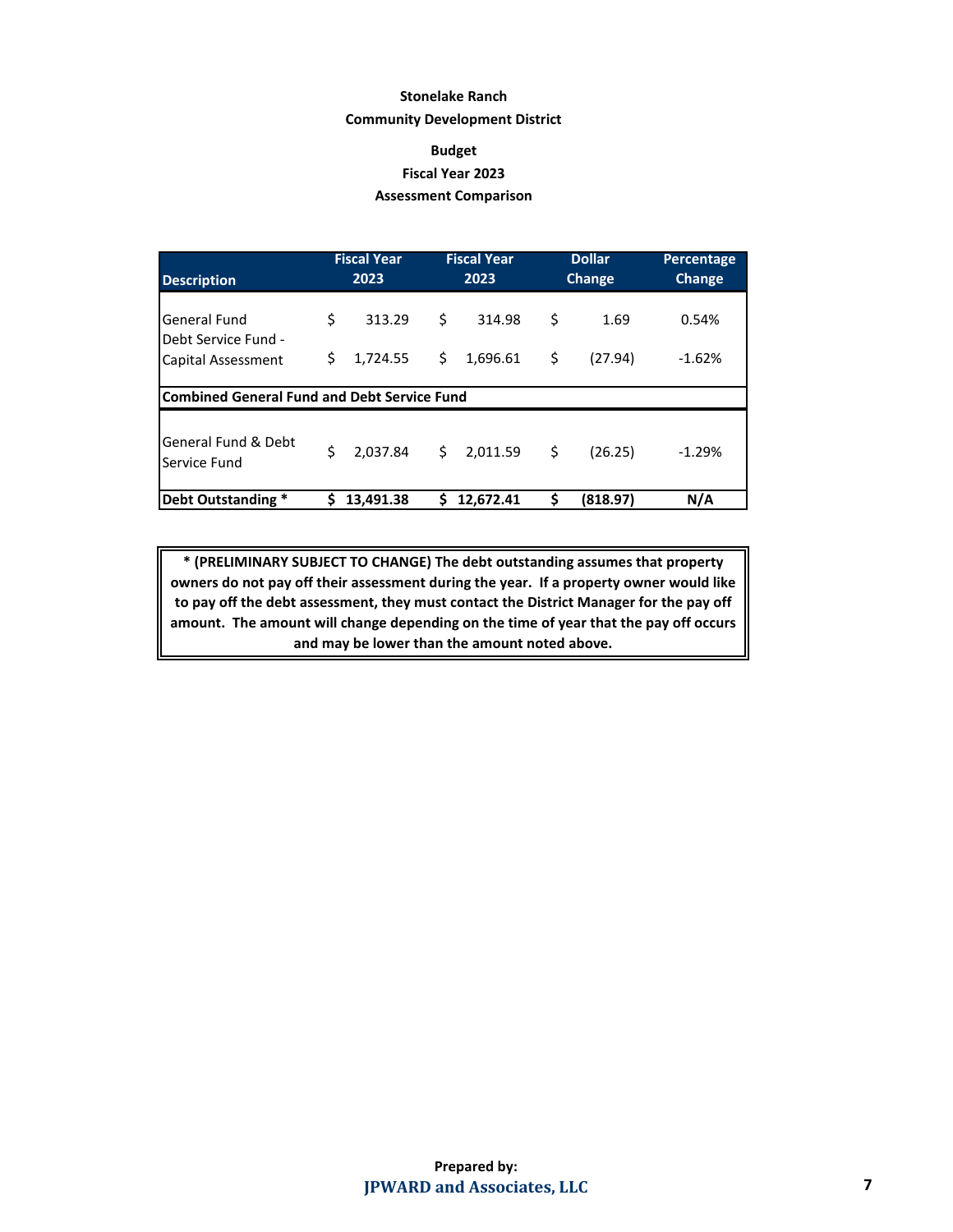**Stonelake Ranch**

**Community Development District**

**Budget**

**Fiscal Year 2023**

**Assessment Comparison**

| Description | Fiscal Year 2023 | Fiscal Year 2023 | Dollar Change | Percentage Change |
|---|---|---|---|---|
| General Fund | $ 313.29 | $ 314.98 | $ 1.69 | 0.54% |
| Debt Service Fund - Capital Assessment | $ 1,724.55 | $ 1,696.61 | $ (27.94) | -1.62% |
| **Combined General Fund and Debt Service Fund** | | | | |
| General Fund & Debt Service Fund | $ 2,037.84 | $ 2,011.59 | $ (26.25) | -1.29% |
| **Debt Outstanding *** | **$ 13,491.38** | **$ 12,672.41** | **$ (818.97)** | **N/A** |

**\* (PRELIMINARY SUBJECT TO CHANGE) The debt outstanding assumes that property owners do not pay off their assessment during the year. If a property owner would like to pay off the debt assessment, they must contact the District Manager for the pay off amount. The amount will change depending on the time of year that the pay off occurs and may be lower than the amount noted above.**

Prepared by:
JPWARD and Associates, LLC